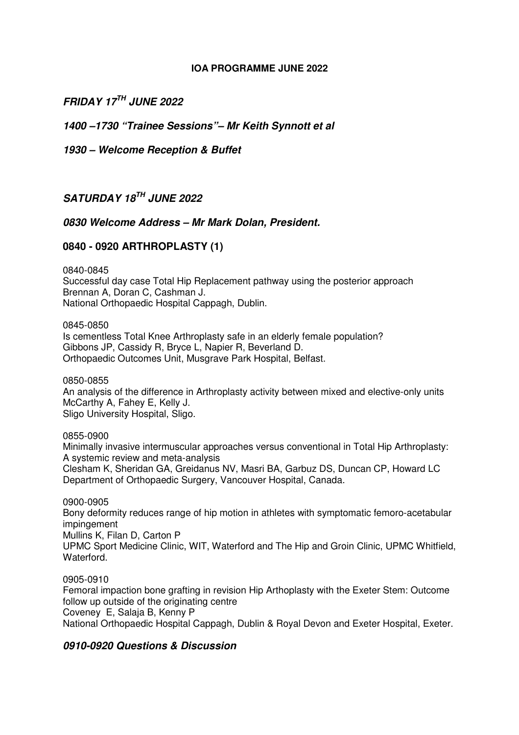**IOA PROGRAMME JUNE 2022**

## ***FRIDAY 17TH JUNE 2022***

***1400 –1730 "Trainee Sessions"– Mr Keith Synnott et al***

***1930 – Welcome Reception & Buffet***

## ***SATURDAY 18TH JUNE 2022***

***0830 Welcome Address – Mr Mark Dolan, President.***

### **0840 - 0920 ARTHROPLASTY (1)**

0840-0845
Successful day case Total Hip Replacement pathway using the posterior approach
Brennan A, Doran C, Cashman J.
National Orthopaedic Hospital Cappagh, Dublin.

0845-0850
Is cementless Total Knee Arthroplasty safe in an elderly female population?
Gibbons JP, Cassidy R, Bryce L, Napier R, Beverland D.
Orthopaedic Outcomes Unit, Musgrave Park Hospital, Belfast.

0850-0855
An analysis of the difference in Arthroplasty activity between mixed and elective-only units
McCarthy A, Fahey E, Kelly J.
Sligo University Hospital, Sligo.

0855-0900
Minimally invasive intermuscular approaches versus conventional in Total Hip Arthroplasty: A systemic review and meta-analysis
Clesham K, Sheridan GA, Greidanus NV, Masri BA, Garbuz DS, Duncan CP, Howard LC
Department of Orthopaedic Surgery, Vancouver Hospital, Canada.

0900-0905
Bony deformity reduces range of hip motion in athletes with symptomatic femoro-acetabular impingement
Mullins K, Filan D, Carton P
UPMC Sport Medicine Clinic, WIT, Waterford and The Hip and Groin Clinic, UPMC Whitfield, Waterford.

0905-0910
Femoral impaction bone grafting in revision Hip Arthoplasty with the Exeter Stem: Outcome follow up outside of the originating centre
Coveney E, Salaja B, Kenny P
National Orthopaedic Hospital Cappagh, Dublin & Royal Devon and Exeter Hospital, Exeter.

***0910-0920 Questions & Discussion***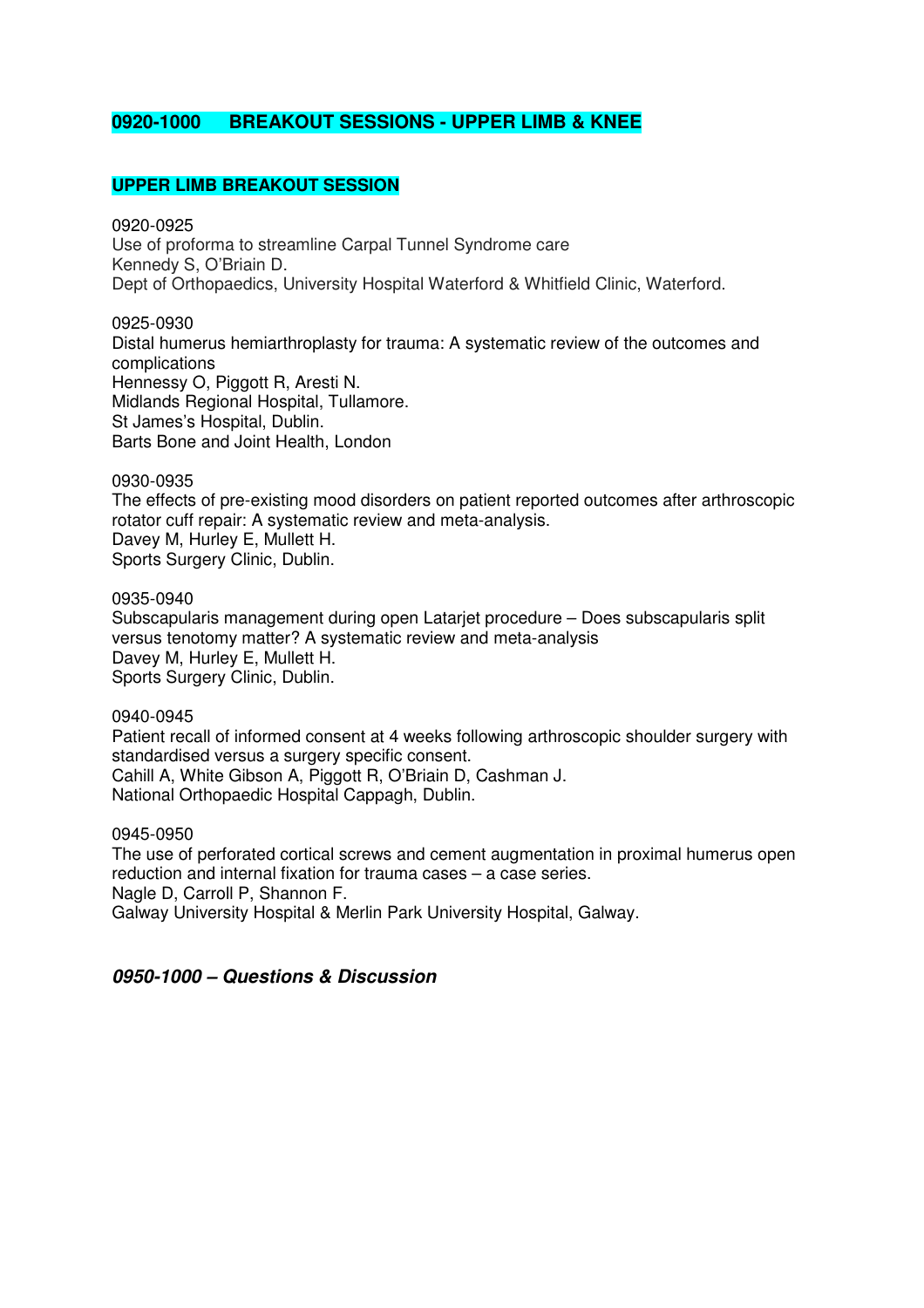## 0920-1000 BREAKOUT SESSIONS - UPPER LIMB & KNEE

### UPPER LIMB BREAKOUT SESSION

0920-0925
Use of proforma to streamline Carpal Tunnel Syndrome care
Kennedy S, O'Briain D.
Dept of Orthopaedics, University Hospital Waterford & Whitfield Clinic, Waterford.

0925-0930
Distal humerus hemiarthroplasty for trauma: A systematic review of the outcomes and complications
Hennessy O, Piggott R, Aresti N.
Midlands Regional Hospital, Tullamore.
St James's Hospital, Dublin.
Barts Bone and Joint Health, London

0930-0935
The effects of pre-existing mood disorders on patient reported outcomes after arthroscopic rotator cuff repair: A systematic review and meta-analysis.
Davey M, Hurley E, Mullett H.
Sports Surgery Clinic, Dublin.

0935-0940
Subscapularis management during open Latarjet procedure – Does subscapularis split versus tenotomy matter? A systematic review and meta-analysis
Davey M, Hurley E, Mullett H.
Sports Surgery Clinic, Dublin.

0940-0945
Patient recall of informed consent at 4 weeks following arthroscopic shoulder surgery with standardised versus a surgery specific consent.
Cahill A, White Gibson A, Piggott R, O'Briain D, Cashman J.
National Orthopaedic Hospital Cappagh, Dublin.

0945-0950
The use of perforated cortical screws and cement augmentation in proximal humerus open reduction and internal fixation for trauma cases – a case series.
Nagle D, Carroll P, Shannon F.
Galway University Hospital & Merlin Park University Hospital, Galway.

***0950-1000 – Questions & Discussion***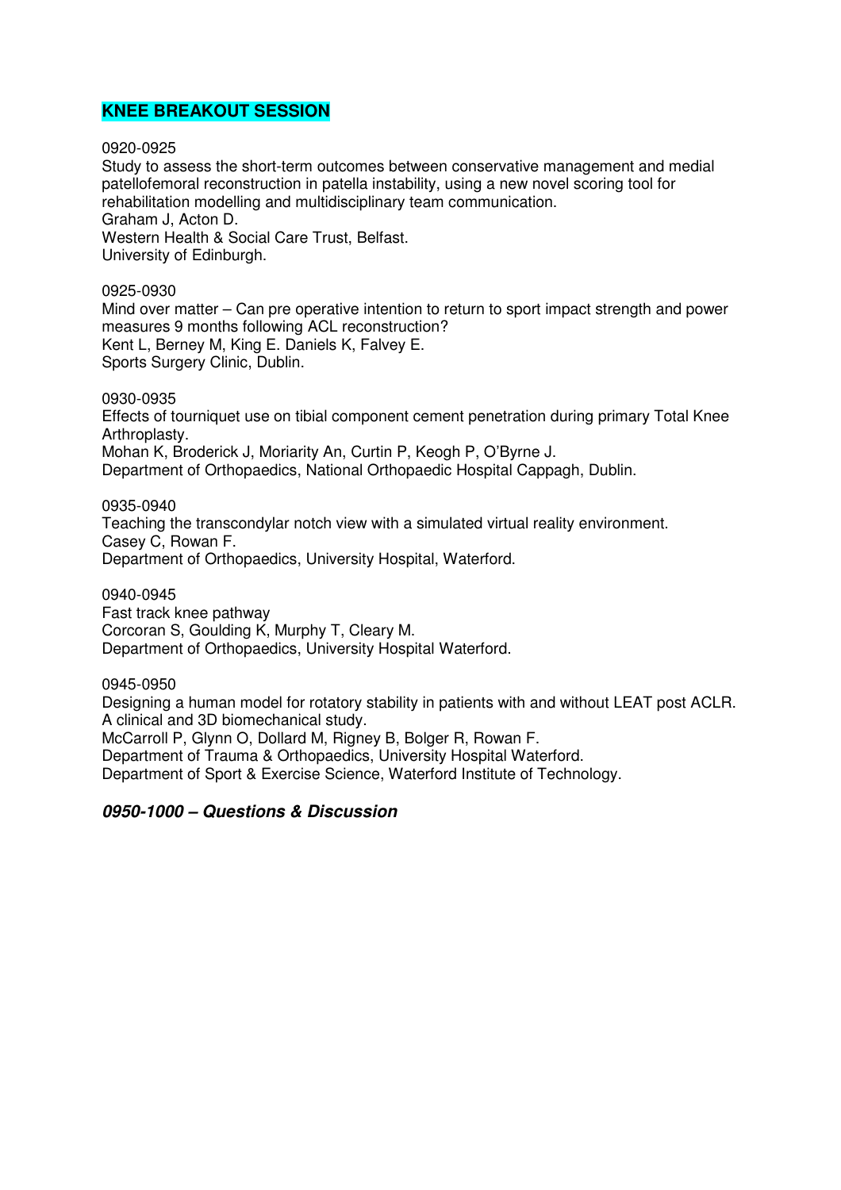## KNEE BREAKOUT SESSION

0920-0925
Study to assess the short-term outcomes between conservative management and medial patellofemoral reconstruction in patella instability, using a new novel scoring tool for rehabilitation modelling and multidisciplinary team communication.
Graham J, Acton D.
Western Health & Social Care Trust, Belfast.
University of Edinburgh.

0925-0930
Mind over matter – Can pre operative intention to return to sport impact strength and power measures 9 months following ACL reconstruction?
Kent L, Berney M, King E. Daniels K, Falvey E.
Sports Surgery Clinic, Dublin.

0930-0935
Effects of tourniquet use on tibial component cement penetration during primary Total Knee Arthroplasty.
Mohan K, Broderick J, Moriarity An, Curtin P, Keogh P, O'Byrne J.
Department of Orthopaedics, National Orthopaedic Hospital Cappagh, Dublin.

0935-0940
Teaching the transcondylar notch view with a simulated virtual reality environment.
Casey C, Rowan F.
Department of Orthopaedics, University Hospital, Waterford.

0940-0945
Fast track knee pathway
Corcoran S, Goulding K, Murphy T, Cleary M.
Department of Orthopaedics, University Hospital Waterford.

0945-0950
Designing a human model for rotatory stability in patients with and without LEAT post ACLR. A clinical and 3D biomechanical study.
McCarroll P, Glynn O, Dollard M, Rigney B, Bolger R, Rowan F.
Department of Trauma & Orthopaedics, University Hospital Waterford.
Department of Sport & Exercise Science, Waterford Institute of Technology.

***0950-1000 – Questions & Discussion***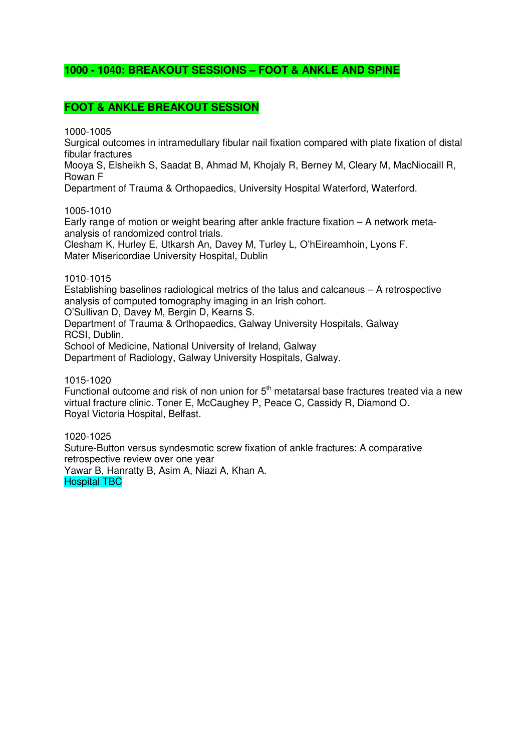**1000 - 1040: BREAKOUT SESSIONS – FOOT & ANKLE AND SPINE**

**FOOT & ANKLE BREAKOUT SESSION**

1000-1005
Surgical outcomes in intramedullary fibular nail fixation compared with plate fixation of distal fibular fractures
Mooya S, Elsheikh S, Saadat B, Ahmad M, Khojaly R, Berney M, Cleary M, MacNiocaill R, Rowan F
Department of Trauma & Orthopaedics, University Hospital Waterford, Waterford.

1005-1010
Early range of motion or weight bearing after ankle fracture fixation – A network meta-analysis of randomized control trials.
Clesham K, Hurley E, Utkarsh An, Davey M, Turley L, O'hEireamhoin, Lyons F.
Mater Misericordiae University Hospital, Dublin

1010-1015
Establishing baselines radiological metrics of the talus and calcaneus – A retrospective analysis of computed tomography imaging in an Irish cohort.
O'Sullivan D, Davey M, Bergin D, Kearns S.
Department of Trauma & Orthopaedics, Galway University Hospitals, Galway
RCSI, Dublin.
School of Medicine, National University of Ireland, Galway
Department of Radiology, Galway University Hospitals, Galway.

1015-1020
Functional outcome and risk of non union for 5th metatarsal base fractures treated via a new virtual fracture clinic. Toner E, McCaughey P, Peace C, Cassidy R, Diamond O.
Royal Victoria Hospital, Belfast.

1020-1025
Suture-Button versus syndesmotic screw fixation of ankle fractures: A comparative retrospective review over one year
Yawar B, Hanratty B, Asim A, Niazi A, Khan A.
Hospital TBC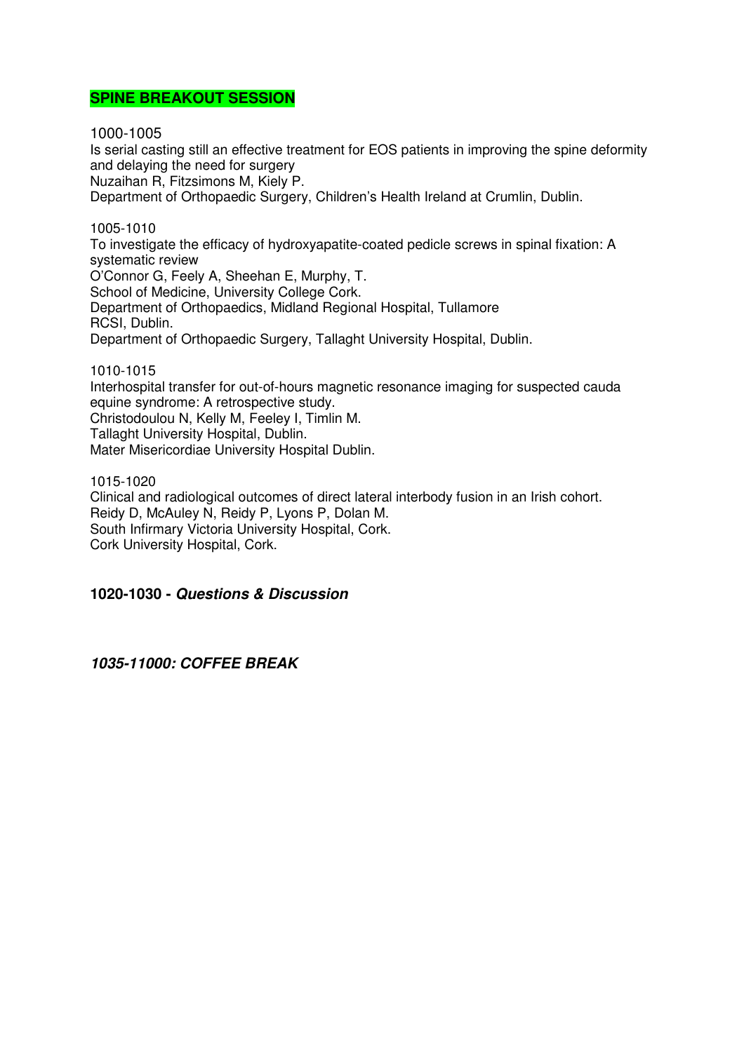## SPINE BREAKOUT SESSION

1000-1005
Is serial casting still an effective treatment for EOS patients in improving the spine deformity and delaying the need for surgery
Nuzaihan R, Fitzsimons M, Kiely P.
Department of Orthopaedic Surgery, Children's Health Ireland at Crumlin, Dublin.

1005-1010
To investigate the efficacy of hydroxyapatite-coated pedicle screws in spinal fixation: A systematic review
O'Connor G, Feely A, Sheehan E, Murphy, T.
School of Medicine, University College Cork.
Department of Orthopaedics, Midland Regional Hospital, Tullamore
RCSI, Dublin.
Department of Orthopaedic Surgery, Tallaght University Hospital, Dublin.

1010-1015
Interhospital transfer for out-of-hours magnetic resonance imaging for suspected cauda equine syndrome: A retrospective study.
Christodoulou N, Kelly M, Feeley I, Timlin M.
Tallaght University Hospital, Dublin.
Mater Misericordiae University Hospital Dublin.

1015-1020
Clinical and radiological outcomes of direct lateral interbody fusion in an Irish cohort.
Reidy D, McAuley N, Reidy P, Lyons P, Dolan M.
South Infirmary Victoria University Hospital, Cork.
Cork University Hospital, Cork.

**1020-1030 - *Questions & Discussion***

***1035-11000: COFFEE BREAK***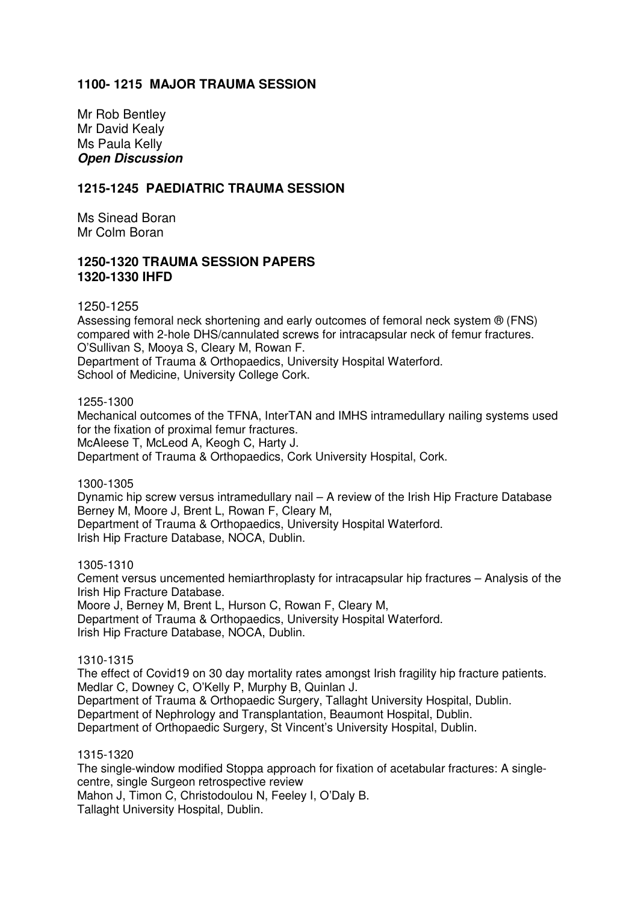## 1100- 1215 MAJOR TRAUMA SESSION

Mr Rob Bentley
Mr David Kealy
Ms Paula Kelly
***Open Discussion***

## 1215-1245 PAEDIATRIC TRAUMA SESSION

Ms Sinead Boran
Mr Colm Boran

## 1250-1320 TRAUMA SESSION PAPERS
## 1320-1330 IHFD

1250-1255
Assessing femoral neck shortening and early outcomes of femoral neck system ® (FNS) compared with 2-hole DHS/cannulated screws for intracapsular neck of femur fractures.
O'Sullivan S, Mooya S, Cleary M, Rowan F.
Department of Trauma & Orthopaedics, University Hospital Waterford.
School of Medicine, University College Cork.

1255-1300
Mechanical outcomes of the TFNA, InterTAN and IMHS intramedullary nailing systems used for the fixation of proximal femur fractures.
McAleese T, McLeod A, Keogh C, Harty J.
Department of Trauma & Orthopaedics, Cork University Hospital, Cork.

1300-1305
Dynamic hip screw versus intramedullary nail – A review of the Irish Hip Fracture Database
Berney M, Moore J, Brent L, Rowan F, Cleary M,
Department of Trauma & Orthopaedics, University Hospital Waterford.
Irish Hip Fracture Database, NOCA, Dublin.

1305-1310
Cement versus uncemented hemiarthroplasty for intracapsular hip fractures – Analysis of the Irish Hip Fracture Database.
Moore J, Berney M, Brent L, Hurson C, Rowan F, Cleary M,
Department of Trauma & Orthopaedics, University Hospital Waterford.
Irish Hip Fracture Database, NOCA, Dublin.

1310-1315
The effect of Covid19 on 30 day mortality rates amongst Irish fragility hip fracture patients.
Medlar C, Downey C, O'Kelly P, Murphy B, Quinlan J.
Department of Trauma & Orthopaedic Surgery, Tallaght University Hospital, Dublin.
Department of Nephrology and Transplantation, Beaumont Hospital, Dublin.
Department of Orthopaedic Surgery, St Vincent's University Hospital, Dublin.

1315-1320
The single-window modified Stoppa approach for fixation of acetabular fractures: A single-centre, single Surgeon retrospective review
Mahon J, Timon C, Christodoulou N, Feeley I, O'Daly B.
Tallaght University Hospital, Dublin.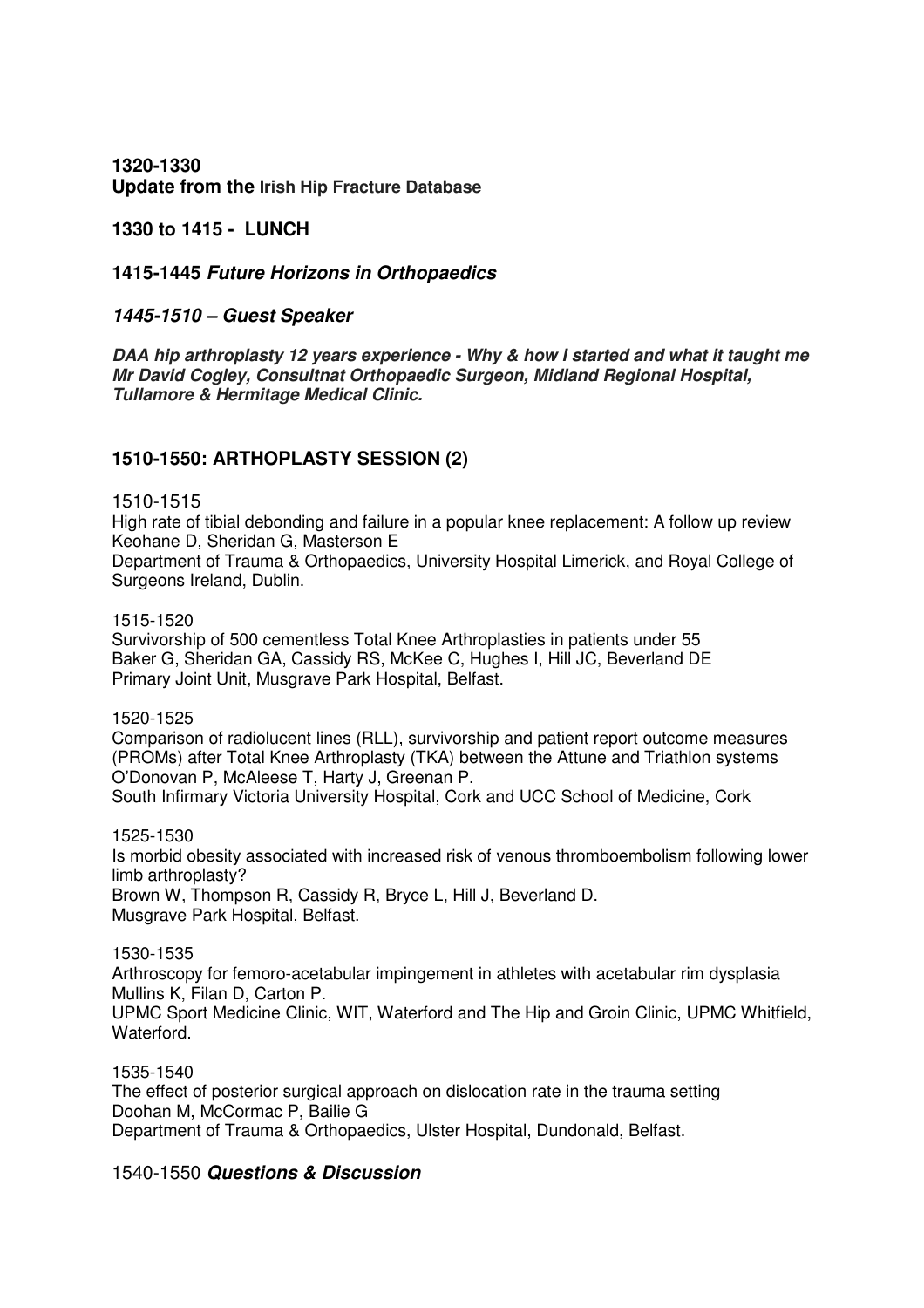**1320-1330**
**Update from the Irish Hip Fracture Database**

**1330 to 1415 - LUNCH**

**1415-1445** ***Future Horizons in Orthopaedics***

***1445-1510 – Guest Speaker***

***DAA hip arthroplasty 12 years experience - Why & how I started and what it taught me***
***Mr David Cogley, Consultnat Orthopaedic Surgeon, Midland Regional Hospital, Tullamore & Hermitage Medical Clinic.***

## 1510-1550: ARTHOPLASTY SESSION (2)

1510-1515
High rate of tibial debonding and failure in a popular knee replacement: A follow up review
Keohane D, Sheridan G, Masterson E
Department of Trauma & Orthopaedics, University Hospital Limerick, and Royal College of Surgeons Ireland, Dublin.

1515-1520
Survivorship of 500 cementless Total Knee Arthroplasties in patients under 55
Baker G, Sheridan GA, Cassidy RS, McKee C, Hughes I, Hill JC, Beverland DE
Primary Joint Unit, Musgrave Park Hospital, Belfast.

1520-1525
Comparison of radiolucent lines (RLL), survivorship and patient report outcome measures (PROMs) after Total Knee Arthroplasty (TKA) between the Attune and Triathlon systems
O'Donovan P, McAleese T, Harty J, Greenan P.
South Infirmary Victoria University Hospital, Cork and UCC School of Medicine, Cork

1525-1530
Is morbid obesity associated with increased risk of venous thromboembolism following lower limb arthroplasty?
Brown W, Thompson R, Cassidy R, Bryce L, Hill J, Beverland D.
Musgrave Park Hospital, Belfast.

1530-1535
Arthroscopy for femoro-acetabular impingement in athletes with acetabular rim dysplasia
Mullins K, Filan D, Carton P.
UPMC Sport Medicine Clinic, WIT, Waterford and The Hip and Groin Clinic, UPMC Whitfield, Waterford.

1535-1540
The effect of posterior surgical approach on dislocation rate in the trauma setting
Doohan M, McCormac P, Bailie G
Department of Trauma & Orthopaedics, Ulster Hospital, Dundonald, Belfast.

1540-1550 ***Questions & Discussion***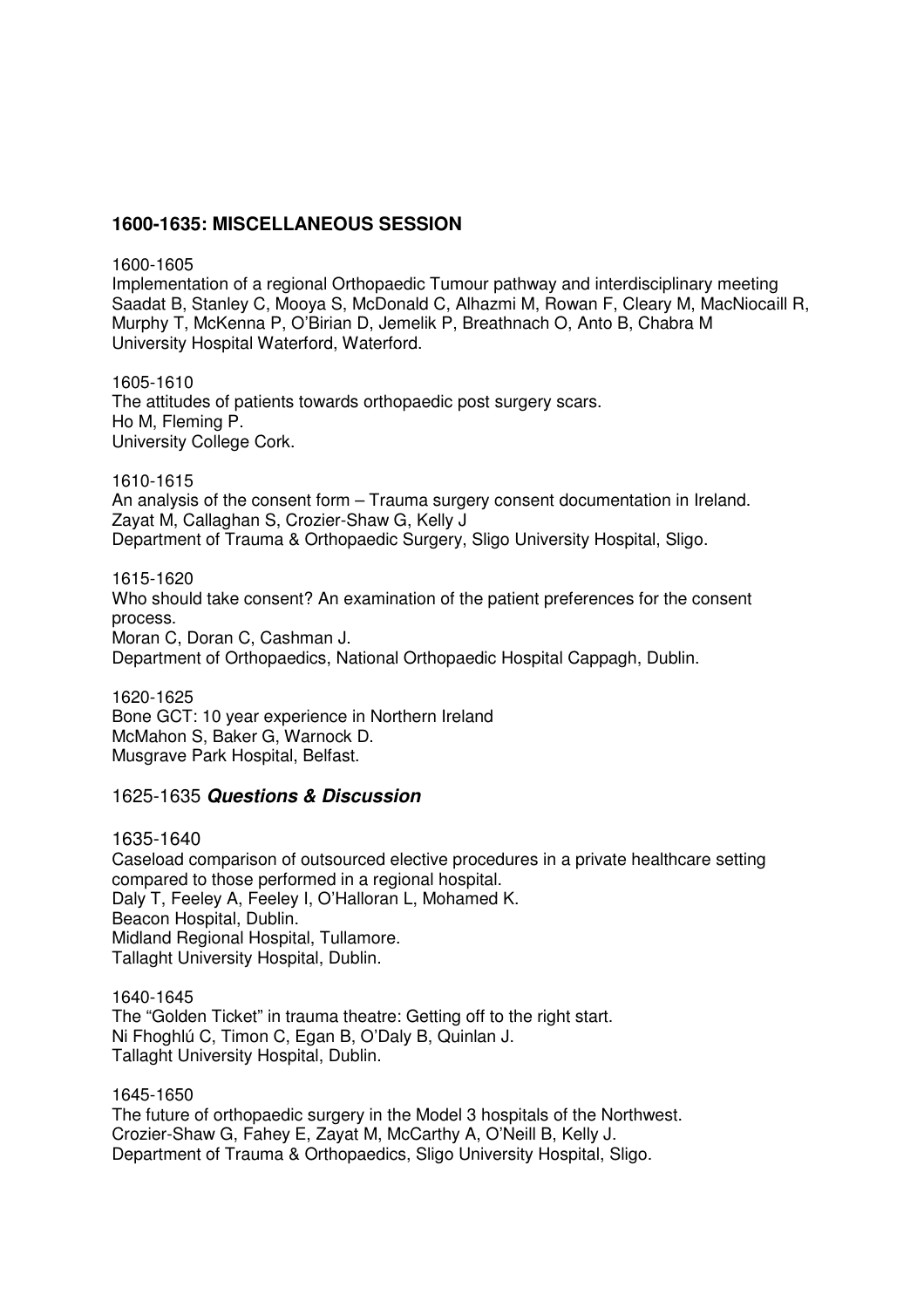## 1600-1635: MISCELLANEOUS SESSION

1600-1605
Implementation of a regional Orthopaedic Tumour pathway and interdisciplinary meeting
Saadat B, Stanley C, Mooya S, McDonald C, Alhazmi M, Rowan F, Cleary M, MacNiocaill R, Murphy T, McKenna P, O'Birian D, Jemelik P, Breathnach O, Anto B, Chabra M
University Hospital Waterford, Waterford.

1605-1610
The attitudes of patients towards orthopaedic post surgery scars.
Ho M, Fleming P.
University College Cork.

1610-1615
An analysis of the consent form – Trauma surgery consent documentation in Ireland.
Zayat M, Callaghan S, Crozier-Shaw G, Kelly J
Department of Trauma & Orthopaedic Surgery, Sligo University Hospital, Sligo.

1615-1620
Who should take consent? An examination of the patient preferences for the consent process.
Moran C, Doran C, Cashman J.
Department of Orthopaedics, National Orthopaedic Hospital Cappagh, Dublin.

1620-1625
Bone GCT: 10 year experience in Northern Ireland
McMahon S, Baker G, Warnock D.
Musgrave Park Hospital, Belfast.

1625-1635 ***Questions & Discussion***

1635-1640
Caseload comparison of outsourced elective procedures in a private healthcare setting compared to those performed in a regional hospital.
Daly T, Feeley A, Feeley I, O'Halloran L, Mohamed K.
Beacon Hospital, Dublin.
Midland Regional Hospital, Tullamore.
Tallaght University Hospital, Dublin.

1640-1645
The "Golden Ticket" in trauma theatre: Getting off to the right start.
Ni Fhoghlú C, Timon C, Egan B, O'Daly B, Quinlan J.
Tallaght University Hospital, Dublin.

1645-1650
The future of orthopaedic surgery in the Model 3 hospitals of the Northwest.
Crozier-Shaw G, Fahey E, Zayat M, McCarthy A, O'Neill B, Kelly J.
Department of Trauma & Orthopaedics, Sligo University Hospital, Sligo.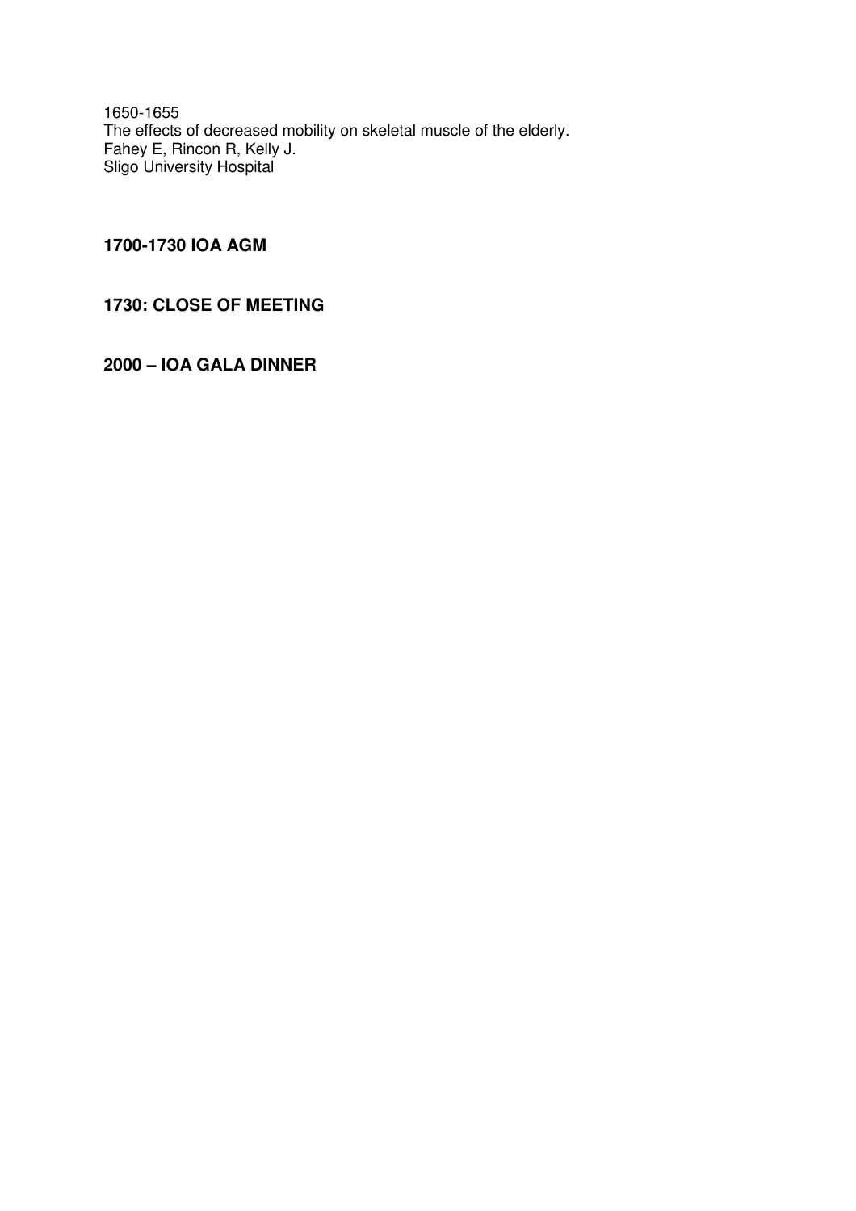1650-1655
The effects of decreased mobility on skeletal muscle of the elderly.
Fahey E, Rincon R, Kelly J.
Sligo University Hospital

**1700-1730 IOA AGM**

**1730: CLOSE OF MEETING**

**2000 – IOA GALA DINNER**